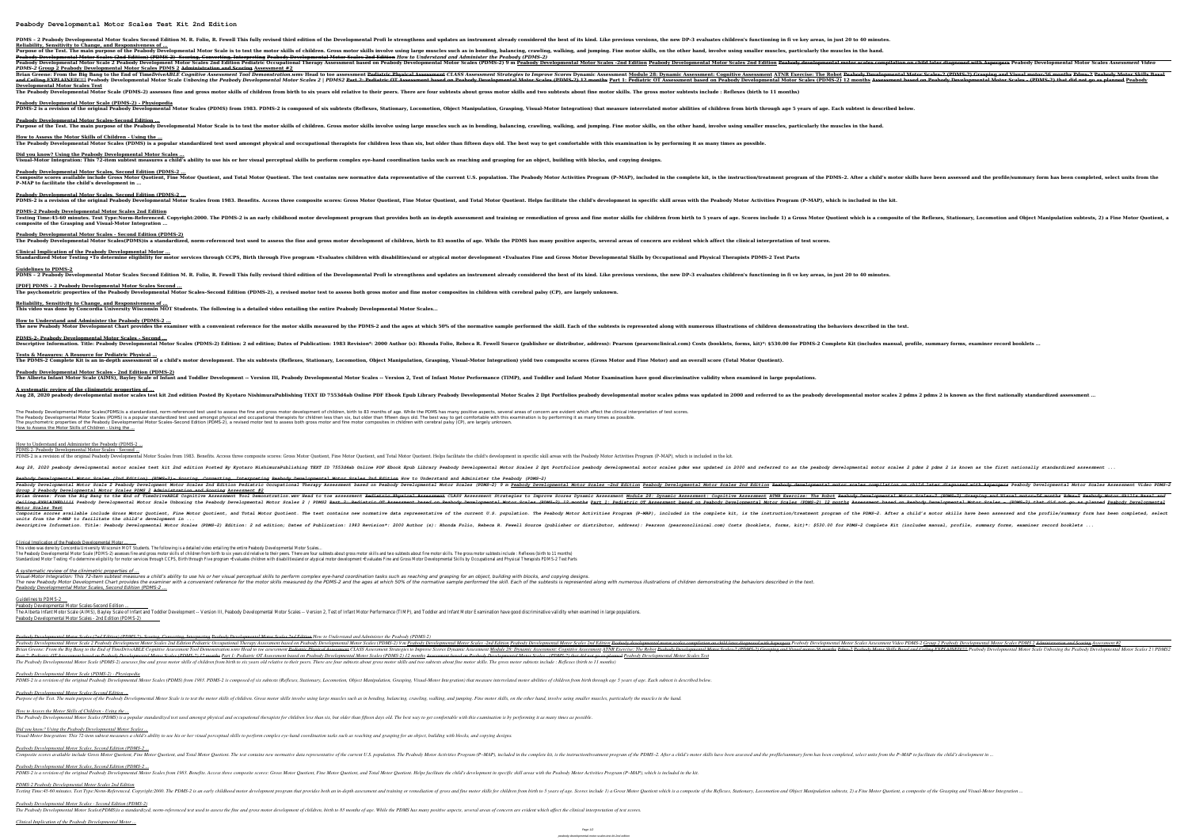# Peabody Developmental Motor Scales Test Kit 2nd Edition

**PDMS – 2 Peabody Developmental Motor Scales Second Edition M. R. Folio, R. Fewell This fully revised third edition of the Developmental Profi le strengthens and updates an instrument already considered the best of its kind. Like previous versions, the new DP-3 evaluates children's functioning in fi ve key areas, in just 20 to 40 minutes.**

**Reliability, Sensitivity to Change, and Responsiveness of ...**

**Purpose of the Test. The main purpose of the Peabody Developmental Motor Scale is to test the motor skills of children. Gross motor skills involve using large muscles such as in bending, balancing, crawling, walking, and jumping. Fine motor skills, on the other hand, involve using smaller muscles, particularly the muscles in the hand.**

**Peabody Developmental Motor Scales (2nd Edition) (PDMS-2)- Scoring, Converting, Interpreting Peabody Developmental Motor Scales 2nd Edition How to Understand and Administer the Peabody (PDMS-2)**

**Peabody Developmental Motor Scale 2 Peabody Development Motor Scales 2nd Edition Pediatric Occupational Therapy Assessment based on Peabody Developmental Motor Scales (PDMS-2) 9 m Peabody Developmental Motor Scales -2nd Edition Peabody Developmental Motor Scales 2nd Edition Peabody developmental motor scales compilation on child later diagnosed with Aspergers Peabody Developmental Motor Scales Assessment Video PDMS-2 Group 2 Peabody Developmental Motor Scales PDMS 2 Administration and Scoring Assessment #2**

**Brian Greene: From the Big Bang to the End of TimeDriveABLE Cognitive Assessment Tool Demonstration.wmv Head to toe assessment Pediatric Physical Assessment CLASS Assessment Strategies to Improve Scores Dynamic Assessment Module 28: Dynamic Assessment: Cognitive Assessment ATNR Exercise: The Robot Peabody Developmental Motor Scales-2 (PDMS-2) Grasping and Visual motor/36 months Pdms-2 Peabody Motor Skills Basal and Ceiling EXPLAINED!!! Peabody Developmental Motor Scale Unboxing the Peabody Developmental Motor Scales 2 | PDMS2 Part 2: Pediatric OT Assessment based on Peabody Developmental Motor Scales (PDMS-2) 12 months Part 1: Pediatric OT Assessment based on Peabody Developmental Motor Scales (PDMS-2) 12 months Assessment based on Peabody Developmental Motor Scales - (PDMS-2) that did not go as planned Peabody Developmental Motor Scales Test**

**The Peabody Developmental Motor Scale (PDMS-2) assesses fine and gross motor skills of children from birth to six years old relative to their peers. There are four subtests about gross motor skills and two subtests about fine motor skills. The gross motor subtests include : Reflexes (birth to 11 months)**

**Peabody Developmental Motor Scale (PDMS-2) - Physiopedia**

**PDMS-2 is a revision of the original Peabody Developmental Motor Scales (PDMS) from 1983. PDMS-2 is composed of six subtests (Reflexes, Stationary, Locomotion, Object Manipulation, Grasping, Visual-Motor Integration) that measure interrelated motor abilities of children from birth through age 5 years of age. Each subtest is described below.**

**Peabody Developmental Motor Scales-Second Edition ...**

**Purpose of the Test. The main purpose of the Peabody Developmental Motor Scale is to test the motor skills of children. Gross motor skills involve using large muscles such as in bending, balancing, crawling, walking, and jumping. Fine motor skills, on the other hand, involve using smaller muscles, particularly the muscles in the hand.**

**How to Assess the Motor Skills of Children - Using the ...**

**The Peabody Developmental Motor Scales (PDMS) is a popular standardized test used amongst physical and occupational therapists for children less than six, but older than fifteen days old. The best way to get comfortable with this examination is by performing it as many times as possible.**

**Did you know? Using the Peabody Developmental Motor Scales ...**

**Visual-Motor Integration: This 72-item subtest measures a child's ability to use his or her visual perceptual skills to perform complex eye-hand coordination tasks such as reaching and grasping for an object, building with blocks, and copying designs.**

**Peabody Developmental Motor Scales, Second Edition (PDMS-2 ...**

**Composite scores available include Gross Motor Quotient, Fine Motor Quotient, and Total Motor Quotient. The test contains new normative data representative of the current U.S. population. The Peabody Motor Activities Program (P-MAP), included in the complete kit, is the instruction/treatment program of the PDMS-2. After a child's motor skills have been assessed and the profile/summary form has been completed, select units from the P-MAP to facilitate the child's development in ...**

**Peabody Developmental Motor Scales, Second Edition (PDMS-2 ...**

**PDMS-2 is a revision of the original Peabody Developmental Motor Scales from 1983. Benefits. Access three composite scores: Gross Motor Quotient, Fine Motor Quotient, and Total Motor Quotient. Helps facilitate the child's development in specific skill areas with the Peabody Motor Activities Program (P-MAP), which is included in the kit.**

**PDMS-2 Peabody Developmental Motor Scales 2nd Edition**

**Testing Time:45-60 minutes. Test Type:Norm-Referenced. Copyright:2000. The PDMS-2 is an early childhood motor development program that provides both an in-depth assessment and training or remediation of gross and fine motor skills for children from birth to 5 years of age. Scores include 1) a Gross Motor Quotient which is a composite of the Reflexes, Stationary, Locomotion and Object Manipulation subtests, 2) a Fine Motor Quotient, a composite of the Grasping and Visual-Motor Integration ...**

**Peabody Developmental Motor Scales - Second Edition (PDMS-2)**

**The Peabody Developmental Motor Scales(PDMS)is a standardized, norm-referenced test used to assess the fine and gross motor development of children, birth to 83 months of age. While the PDMS has many positive aspects, several areas of concern are evident which affect the clinical interpretation of test scores.**

**Clinical Implication of the Peabody Developmental Motor ...**

**Standardized Motor Testing •To determine eligibility for motor services through CCPS, Birth through Five program •Evaluates children with disabilities/and or atypical motor development •Evaluates Fine and Gross Motor Developmental Skills by Occupational and Physical Therapists PDMS-2 Test Parts**

**Guidelines to PDMS-2**

**PDMS – 2 Peabody Developmental Motor Scales Second Edition M. R. Folio, R. Fewell This fully revised third edition of the Developmental Profi le strengthens and updates an instrument already considered the best of its kind. Like previous versions, the new DP-3 evaluates children's functioning in fi ve key areas, in just 20 to 40 minutes.**

**[PDF] PDMS – 2 Peabody Developmental Motor Scales Second ...**

**The psychometric properties of the Peabody Developmental Motor Scales–Second Edition (PDMS-2), a revised motor test to assess both gross motor and fine motor composites in children with cerebral palsy (CP), are largely unknown.**

**Reliability, Sensitivity to Change, and Responsiveness of ...**

**This video was done by Concordia University Wisconsin MOT Students. The following is a detailed video entailing the entire Peabody Developmental Motor Scales...**

**How to Understand and Administer the Peabody (PDMS-2 ...**

**The new Peabody Motor Development Chart provides the examiner with a convenient reference for the motor skills measured by the PDMS-2 and the ages at which 50% of the normative sample performed the skill. Each of the subtests is represented along with numerous illustrations of children demonstrating the behaviors described in the text.**

**PDMS-2- Peabody Developmental Motor Scales - Second ...**

**Descriptive Information. Title: Peabody Developmental Motor Scales (PDMS-2) Edition: 2 nd edition; Dates of Publication: 1983 Revision*: 2000 Author (s): Rhonda Folio, Rebeca R. Fewell Source (publisher or distributor, address): Pearson (pearsonclinical.com) Costs (booklets, forms, kit)*: $530.00 for PDMS-2 Complete Kit (includes manual, profile, summary forms, examiner record booklets ...**

**Tests & Measures: A Resource for Pediatric Physical ...**

**The PDMS-2 Complete Kit is an in-depth assessment of a child's motor development. The six subtests (Reflexes, Stationary, Locomotion, Object Manipulation, Grasping, Visual-Motor Integration) yield two composite scores (Gross Motor and Fine Motor) and an overall score (Total Motor Quotient).**

**Peabody Developmental Motor Scales - 2nd Edition (PDMS-2)**

**The Alberta Infant Motor Scale (AIMS), Bayley Scale of Infant and Toddler Development -- Version III, Peabody Developmental Motor Scales -- Version 2, Test of Infant Motor Performance (TIMP), and Toddler and Infant Motor Examination have good discriminative validity when examined in large populations.**

**A systematic review of the clinimetric properties of ...**

**Aug 28, 2020 peabody developmental motor scales test kit 2nd edition Posted By Kyotaro NishimuraPublishing TEXT ID 7553d4ab Online PDF Ebook Epub Library Peabody Developmental Motor Scales 2 Dpt Portfolios peabody developmental motor scales pdms was updated in 2000 and referred to as the peabody developmental motor scales 2 pdms 2 pdms 2 is known as the first nationally standardized assessment ...**

The Peabody Developmental Motor Scales(PDMS)is a standardized, norm-referenced test used to assess the fine and gross motor development of children, birth to 83 months of age. While the PDMS has many positive aspects, several areas of concern are evident which affect the clinical interpretation of test scores.
The Peabody Developmental Motor Scales (PDMS) is a popular standardized test used amongst physical and occupational therapists for children less than six, but older than fifteen days old. The best way to get comfortable with this examination is by performing it as many times as possible.
The psychometric properties of the Peabody Developmental Motor Scales–Second Edition (PDMS-2), a revised motor test to assess both gross motor and fine motor composites in children with cerebral palsy (CP), are largely unknown.
How to Assess the Motor Skills of Children - Using the ...

How to Understand and Administer the Peabody (PDMS-2 ...
PDMS-2- Peabody Developmental Motor Scales - Second ...
PDMS-2 is a revision of the original Peabody Developmental Motor Scales from 1983. Benefits. Access three composite scores: Gross Motor Quotient, Fine Motor Quotient, and Total Motor Quotient. Helps facilitate the child's development in specific skill areas with the Peabody Motor Activities Program (P-MAP), which is included in the kit.

Aug 28, 2020 peabody developmental motor scales test kit 2nd edition Posted By Kyotaro NishimuraPublishing TEXT ID 7553d4ab Online PDF Ebook Epub Library Peabody Developmental Motor Scales 2 Dpt Portfolios peabody developmental motor scales pdms was updated in 2000 and referred to as the peabody developmental motor scales 2 pdms 2 pdms 2 is known as the first nationally standardized assessment ...

*Peabody Developmental Motor Scales (2nd Edition) (PDMS-2)- Scoring, Converting, Interpreting Peabody Developmental Motor Scales 2nd Edition How to Understand and Administer the Peabody (PDMS-2)*

*Peabody Developmental Motor Scale 2 Peabody Development Motor Scales 2nd Edition Pediatric Occupational Therapy Assessment based on Peabody Developmental Motor Scales (PDMS-2) 9 m Peabody Developmental Motor Scales -2nd Edition Peabody Developmental Motor Scales 2nd Edition Peabody developmental motor scales compilation on child later diagnosed with Aspergers Peabody Developmental Motor Scales Assessment Video PDMS-2 Group 2 Peabody Developmental Motor Scales PDMS 2 Administration and Scoring Assessment #2*

*Brian Greene: From the Big Bang to the End of TimeDriveABLE Cognitive Assessment Tool Demonstration.wmv Head to toe assessment Pediatric Physical Assessment CLASS Assessment Strategies to Improve Scores Dynamic Assessment Module 28: Dynamic Assessment: Cognitive Assessment ATNR Exercise: The Robot Peabody Developmental Motor Scales-2 (PDMS-2) Grasping and Visual motor/36 months Pdms-2 Peabody Motor Skills Basal and Ceiling EXPLAINED!!! Peabody Developmental Motor Scale Unboxing the Peabody Developmental Motor Scales 2 | PDMS2 Part 2: Pediatric OT Assessment based on Peabody Developmental Motor Scales (PDMS-2) 12 months Part 1: Pediatric OT Assessment based on Peabody Developmental Motor Scales (PDMS-2) 12 months Assessment based on Peabody Developmental Motor Scales - (PDMS-2) that did not go as planned Peabody Developmental Motor Scales Test*

*Composite scores available include Gross Motor Quotient, Fine Motor Quotient, and Total Motor Quotient. The test contains new normative data representative of the current U.S. population. The Peabody Motor Activities Program (P-MAP), included in the complete kit, is the instruction/treatment program of the PDMS-2. After a child's motor skills have been assessed and the profile/summary form has been completed, select units from the P-MAP to facilitate the child's development in ...*

*Descriptive Information. Title: Peabody Developmental Motor Scales (PDMS-2) Edition: 2 nd edition; Dates of Publication: 1983 Revision*: 2000 Author (s): Rhonda Folio, Rebeca R. Fewell Source (publisher or distributor, address): Pearson (pearsonclinical.com) Costs (booklets, forms, kit)*: $530.00 for PDMS-2 Complete Kit (includes manual, profile, summary forms, examiner record booklets ...*

Clinical Implication of the Peabody Developmental Motor ...

This video was done by Concordia University Wisconsin MOT Students. The following is a detailed video entailing the entire Peabody Developmental Motor Scales...
The Peabody Developmental Motor Scale (PDMS-2) assesses fine and gross motor skills of children from birth to six years old relative to their peers. There are four subtests about gross motor skills and two subtests about fine motor skills. The gross motor subtests include : Reflexes (birth to 11 months)
Standardized Motor Testing •To determine eligibility for motor services through CCPS, Birth through Five program •Evaluates children with disabilities/and or atypical motor development •Evaluates Fine and Gross Motor Developmental Skills by Occupational and Physical Therapists PDMS-2 Test Parts

*A systematic review of the clinimetric properties of ...*

*Visual-Motor Integration: This 72-item subtest measures a child's ability to use his or her visual perceptual skills to perform complex eye-hand coordination tasks such as reaching and grasping for an object, building with blocks, and copying designs.*
*The new Peabody Motor Development Chart provides the examiner with a convenient reference for the motor skills measured by the PDMS-2 and the ages at which 50% of the normative sample performed the skill. Each of the subtests is represented along with numerous illustrations of children demonstrating the behaviors described in the text.*
*Peabody Developmental Motor Scales, Second Edition (PDMS-2 ...*

Guidelines to PDMS-2
Peabody Developmental Motor Scales-Second Edition ...
The Alberta Infant Motor Scale (AIMS), Bayley Scale of Infant and Toddler Development -- Version III, Peabody Developmental Motor Scales -- Version 2, Test of Infant Motor Performance (TIMP), and Toddler and Infant Motor Examination have good discriminative validity when examined in large populations.
Peabody Developmental Motor Scales - 2nd Edition (PDMS-2)

*Peabody Developmental Motor Scales (2nd Edition) (PDMS-2)- Scoring, Converting, Interpreting Peabody Developmental Motor Scales 2nd Edition How to Understand and Administer the Peabody (PDMS-2)*

*Peabody Developmental Motor Scale 2 Peabody Development Motor Scales 2nd Edition Pediatric Occupational Therapy Assessment based on Peabody Developmental Motor Scales (PDMS-2) 9 m Peabody Developmental Motor Scales -2nd Edition Peabody Developmental Motor Scales 2nd Edition Peabody developmental motor scales compilation on child later diagnosed with Aspergers Peabody Developmental Motor Scales Assessment Video PDMS-2 Group 2 Peabody Developmental Motor Scales PDMS 2 Administration and Scoring Assessment #2*

*Brian Greene: From the Big Bang to the End of TimeDriveABLE Cognitive Assessment Tool Demonstration.wmv Head to toe assessment Pediatric Physical Assessment CLASS Assessment Strategies to Improve Scores Dynamic Assessment Module 28: Dynamic Assessment: Cognitive Assessment ATNR Exercise: The Robot Peabody Developmental Motor Scales-2 (PDMS-2) Grasping and Visual motor/36 months Pdms-2 Peabody Motor Skills Basal and Ceiling EXPLAINED!!! Peabody Developmental Motor Scale Unboxing the Peabody Developmental Motor Scales 2 | PDMS2 Part 2: Pediatric OT Assessment based on Peabody Developmental Motor Scales (PDMS-2) 12 months Part 1: Pediatric OT Assessment based on Peabody Developmental Motor Scales (PDMS-2) 12 months Assessment based on Peabody Developmental Motor Scales - (PDMS-2) that did not go as planned Peabody Developmental Motor Scales Test*

*The Peabody Developmental Motor Scale (PDMS-2) assesses fine and gross motor skills of children from birth to six years old relative to their peers. There are four subtests about gross motor skills and two subtests about fine motor skills. The gross motor subtests include : Reflexes (birth to 11 months)*

*Peabody Developmental Motor Scale (PDMS-2) - Physiopedia*

*PDMS-2 is a revision of the original Peabody Developmental Motor Scales (PDMS) from 1983. PDMS-2 is composed of six subtests (Reflexes, Stationary, Locomotion, Object Manipulation, Grasping, Visual-Motor Integration) that measure interrelated motor abilities of children from birth through age 5 years of age. Each subtest is described below.*

*Peabody Developmental Motor Scales-Second Edition ...*

*Purpose of the Test. The main purpose of the Peabody Developmental Motor Scale is to test the motor skills of children. Gross motor skills involve using large muscles such as in bending, balancing, crawling, walking, and jumping. Fine motor skills, on the other hand, involve using smaller muscles, particularly the muscles in the hand.*

*How to Assess the Motor Skills of Children - Using the ...*

*The Peabody Developmental Motor Scales (PDMS) is a popular standardized test used amongst physical and occupational therapists for children less than six, but older than fifteen days old. The best way to get comfortable with this examination is by performing it as many times as possible.*

*Did you know? Using the Peabody Developmental Motor Scales ...*

*Visual-Motor Integration: This 72-item subtest measures a child's ability to use his or her visual perceptual skills to perform complex eye-hand coordination tasks such as reaching and grasping for an object, building with blocks, and copying designs.*

*Peabody Developmental Motor Scales, Second Edition (PDMS-2 ...*

*Composite scores available include Gross Motor Quotient, Fine Motor Quotient, and Total Motor Quotient. The test contains new normative data representative of the current U.S. population. The Peabody Motor Activities Program (P–MAP), included in the complete kit, is the instruction/treatment program of the PDMS–2. After a child's motor skills have been assessed and the profile/summary form has been completed, select units from the P–MAP to facilitate the child's development in ...*

*Peabody Developmental Motor Scales, Second Edition (PDMS-2 ...*

*PDMS-2 is a revision of the original Peabody Developmental Motor Scales from 1983. Benefits. Access three composite scores: Gross Motor Quotient, Fine Motor Quotient, and Total Motor Quotient. Helps facilitate the child's development in specific skill areas with the Peabody Motor Activities Program (P–MAP), which is included in the kit.*

*PDMS-2 Peabody Developmental Motor Scales 2nd Edition*

*Testing Time:45-60 minutes. Test Type:Norm-Referenced. Copyright:2000. The PDMS-2 is an early childhood motor development program that provides both an in-depth assessment and training or remediation of gross and fine motor skills for children from birth to 5 years of age. Scores include 1) a Gross Motor Quotient which is a composite of the Reflexes, Stationary, Locomotion and Object Manipulation subtests, 2) a Fine Motor Quotient, a composite of the Grasping and Visual-Motor Integration ...*

*Peabody Developmental Motor Scales - Second Edition (PDMS-2)*

*The Peabody Developmental Motor Scales(PDMS)is a standardized, norm-referenced test used to assess the fine and gross motor development of children, birth to 83 months of age. While the PDMS has many positive aspects, several areas of concern are evident which affect the clinical interpretation of test scores.*

*Clinical Implication of the Peabody Developmental Motor ...*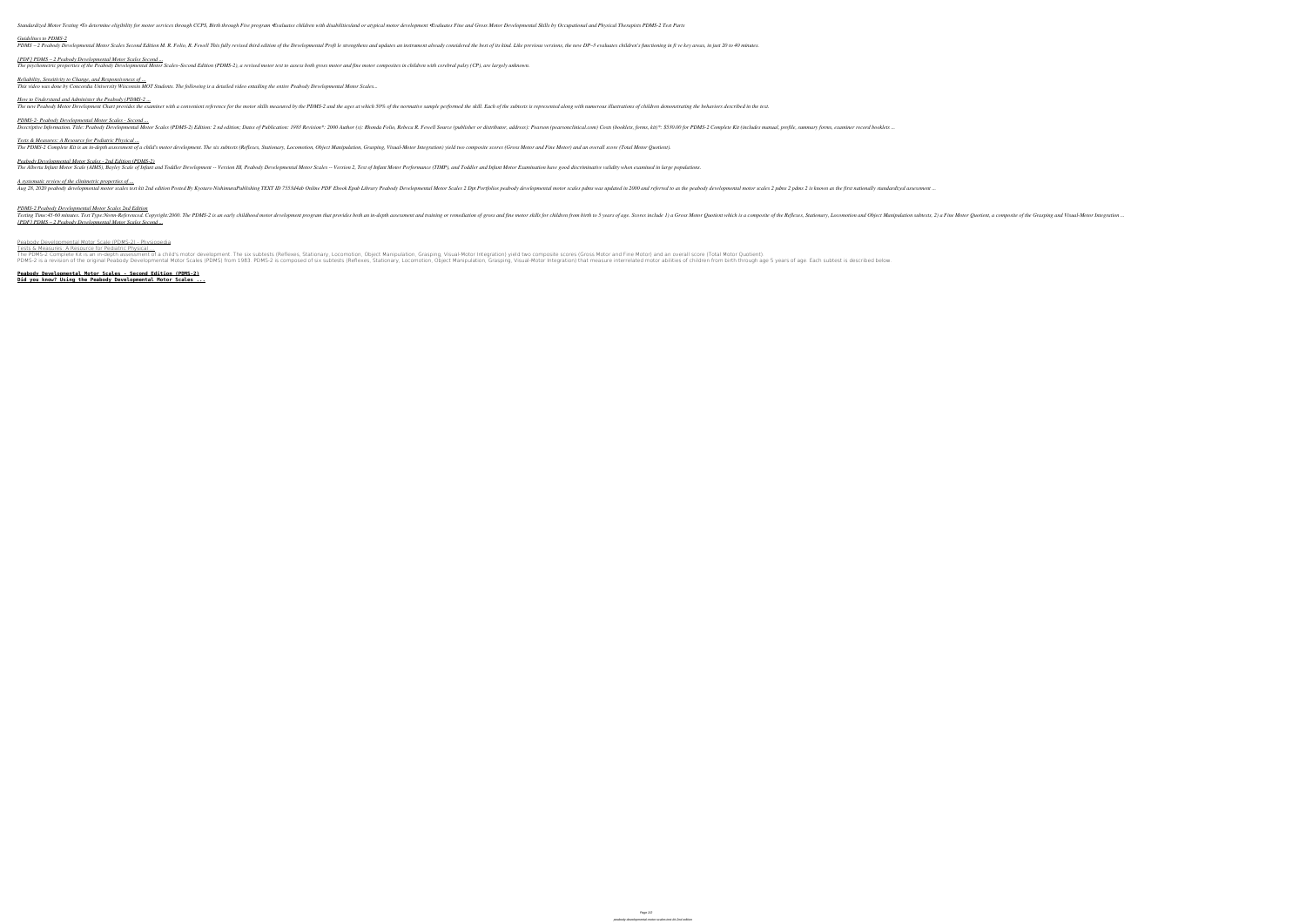Standardized Motor Testing •To determine eligibility for motor services through CCPS, Birth through Five program •Evaluates children with disabilitiesand or atypical motor development •Evaluates Fine and Gross Motor Developmental Skills by Occupational and Physical Therapists PDMS-2 Test Parts

*Guidelines to PDMS-2*

*PDMS – 2 Peabody Developmental Motor Scales Second Edition M. R. Folio, R. Fewell This fully revised third edition of the Developmental Profi le strengthens and updates an instrument already considered the best of its kind. Like previous versions, the new DP–3 evaluates children's functioning in fi ve key areas, in just 20 to 40 minutes.*

*[PDF] PDMS – 2 Peabody Developmental Motor Scales Second ...*

*The psychometric properties of the Peabody Developmental Motor Scales–Second Edition (PDMS-2), a revised motor test to assess both gross motor and fine motor composites in children with cerebral palsy (CP), are largely unknown.*

*Reliability, Sensitivity to Change, and Responsiveness of ...*

*This video was done by Concordia University Wisconsin MOT Students. The following is a detailed video entailing the entire Peabody Developmental Motor Scales...*

*How to Understand and Administer the Peabody (PDMS-2 ...*

*The new Peabody Motor Development Chart provides the examiner with a convenient reference for the motor skills measured by the PDMS-2 and the ages at which 50% of the normative sample performed the skill. Each of the subtests is represented along with numerous illustrations of children demonstrating the behaviors described in the text.*

*PDMS-2- Peabody Developmental Motor Scales - Second ...*

*Descriptive Information. Title: Peabody Developmental Motor Scales (PDMS-2) Edition: 2 nd edition; Dates of Publication: 1983 Revision\*: 2000 Author (s): Rhonda Folio, Rebecca R. Fewell Source (publisher or distributor, address): Pearson (pearsonclinical.com) Costs (booklets, forms, kit)\*: \$530.00 for PDMS-2 Complete Kit (includes manual, profile, summary forms, examiner record booklets ...*

*Tests & Measures: A Resource for Pediatric Physical ...*

*The PDMS-2 Complete Kit is an in-depth assessment of a child's motor development. The six subtests (Reflexes, Stationary, Locomotion, Object Manipulation, Grasping, Visual-Motor Integration) yield two composite scores (Gross Motor and Fine Motor) and an overall score (Total Motor Quotient).*

*Peabody Developmental Motor Scales - 2nd Edition (PDMS-2)*

*The Alberta Infant Motor Scale (AIMS), Bayley Scale of Infant and Toddler Development -- Version III, Peabody Developmental Motor Scales -- Version 2, Test of Infant Motor Performance (TIMP), and Toddler and Infant Motor Examination have good discriminative validity when examined in large populations.*

*A systematic review of the clinimetric properties of ...*

*Aug 28, 2020 peabody developmental motor scales test kit 2nd edition Posted By Kyotaro NishimuraPublishing TEXT ID 7553d4ab Online PDF Ebook Epub Library Peabody Developmental Motor Scales 2 Dpt Portfolios peabody developmental motor scales pdms was updated in 2000 and referred to as the peabody developmental motor scales 2 pdms 2 is known as the first nationally standardized assessment ...*

*PDMS-2 Peabody Developmental Motor Scales 2nd Edition*

*Testing Time:45-60 minutes. Test Type:Norm-Referenced. Copyright:2000. The PDMS-2 is an early childhood motor development program that provides both an in-depth assessment and training or remediation of gross and fine motor skills for children from birth to 5 years of age. Scores include 1) a Gross Motor Quotient which is a composite of the Reflexes, Stationary, Locomotion and Object Manipulation subtests, 2) a Fine Motor Quotient, a composite of the Grasping and Visual-Motor Integration ...*

*[PDF] PDMS – 2 Peabody Developmental Motor Scales Second ...*

Peabody Developmental Motor Scale (PDMS-2) - Physiopedia

Tests & Measures: A Resource for Pediatric Physical ...

The PDMS-2 Complete Kit is an in-depth assessment of a child's motor development. The six subtests (Reflexes, Stationary, Locomotion, Object Manipulation, Grasping, Visual-Motor Integration) yield two composite scores (Gross Motor and Fine Motor) and an overall score (Total Motor Quotient).

PDMS-2 is a revision of the original Peabody Developmental Motor Scales (PDMS) from 1983. PDMS-2 is composed of six subtests (Reflexes, Stationary, Locomotion, Object Manipulation, Grasping, Visual-Motor Integration) that measure interrelated motor abilities of children from birth through age 5 years of age. Each subtest is described below.

**Peabody Developmental Motor Scales - Second Edition (PDMS-2)**

**Did you know? Using the Peabody Developmental Motor Scales ...**